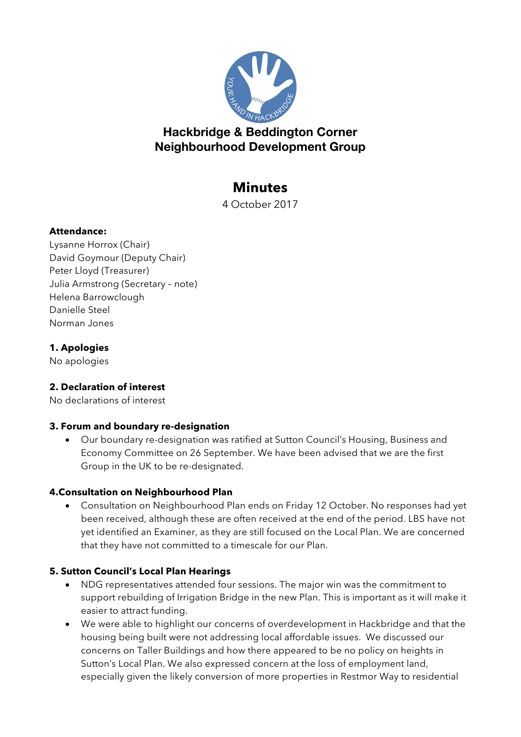**Hackbridge & Beddington Corner Neighbourhood Development Group**

# Minutes

4 October 2017

**Attendance:**
Lysanne Horrox (Chair)
David Goymour (Deputy Chair)
Peter Lloyd (Treasurer)
Julia Armstrong (Secretary – note)
Helena Barrowclough
Danielle Steel
Norman Jones

## 1. Apologies

No apologies

## 2. Declaration of interest

No declarations of interest

## 3. Forum and boundary re-designation

- Our boundary re-designation was ratified at Sutton Council's Housing, Business and Economy Committee on 26 September. We have been advised that we are the first Group in the UK to be re-designated.

## 4.Consultation on Neighbourhood Plan

- Consultation on Neighbourhood Plan ends on Friday 12 October. No responses had yet been received, although these are often received at the end of the period. LBS have not yet identified an Examiner, as they are still focused on the Local Plan. We are concerned that they have not committed to a timescale for our Plan.

## 5. Sutton Council's Local Plan Hearings

- NDG representatives attended four sessions. The major win was the commitment to support rebuilding of Irrigation Bridge in the new Plan. This is important as it will make it easier to attract funding.
- We were able to highlight our concerns of overdevelopment in Hackbridge and that the housing being built were not addressing local affordable issues. We discussed our concerns on Taller Buildings and how there appeared to be no policy on heights in Sutton's Local Plan. We also expressed concern at the loss of employment land, especially given the likely conversion of more properties in Restmor Way to residential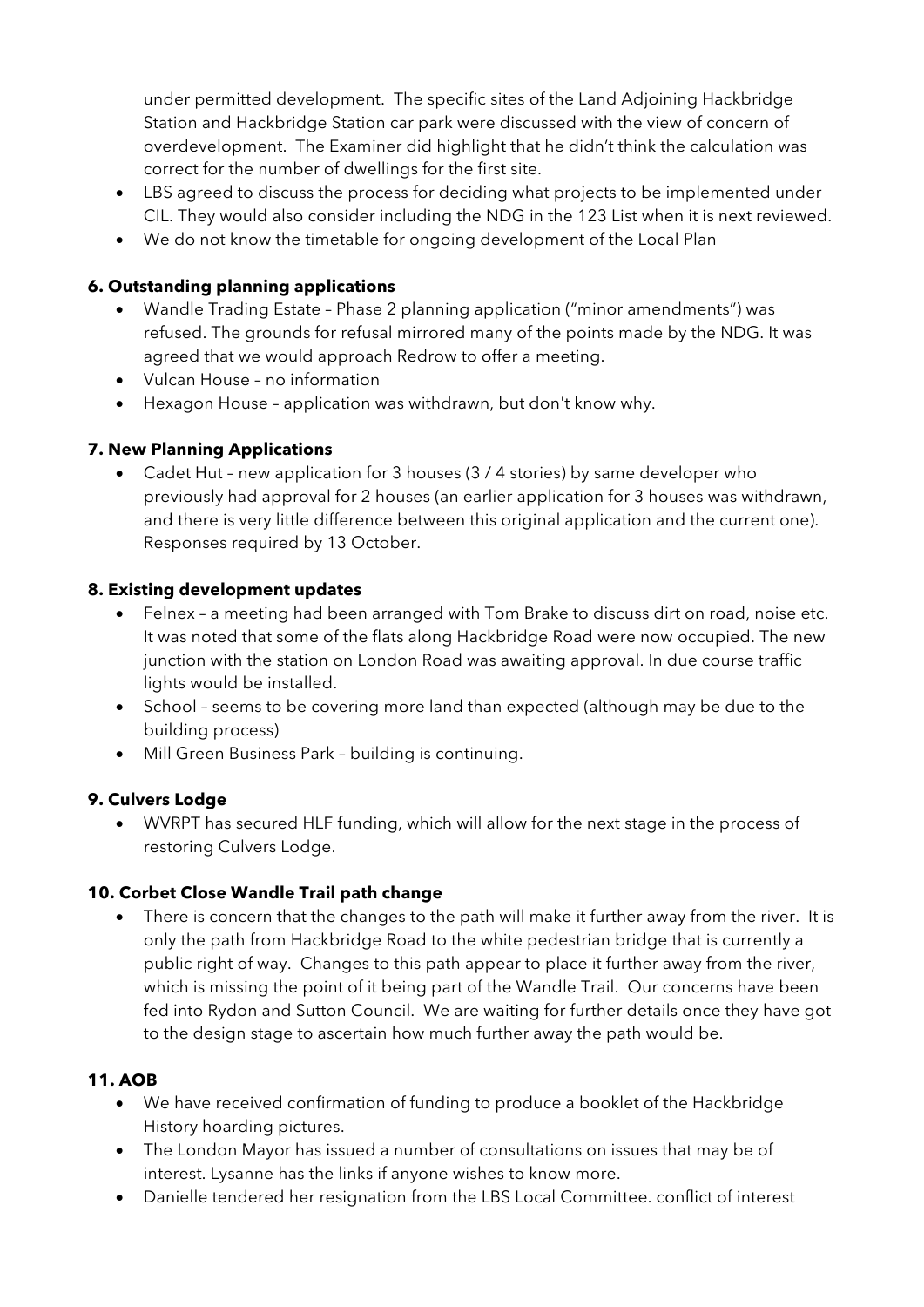under permitted development. The specific sites of the Land Adjoining Hackbridge Station and Hackbridge Station car park were discussed with the view of concern of overdevelopment. The Examiner did highlight that he didn't think the calculation was correct for the number of dwellings for the first site.

- LBS agreed to discuss the process for deciding what projects to be implemented under CIL. They would also consider including the NDG in the 123 List when it is next reviewed.
- We do not know the timetable for ongoing development of the Local Plan

**6. Outstanding planning applications**

- Wandle Trading Estate – Phase 2 planning application ("minor amendments") was refused. The grounds for refusal mirrored many of the points made by the NDG. It was agreed that we would approach Redrow to offer a meeting.
- Vulcan House – no information
- Hexagon House – application was withdrawn, but don't know why.

**7. New Planning Applications**

- Cadet Hut – new application for 3 houses (3 / 4 stories) by same developer who previously had approval for 2 houses (an earlier application for 3 houses was withdrawn, and there is very little difference between this original application and the current one). Responses required by 13 October.

**8. Existing development updates**

- Felnex – a meeting had been arranged with Tom Brake to discuss dirt on road, noise etc. It was noted that some of the flats along Hackbridge Road were now occupied. The new junction with the station on London Road was awaiting approval. In due course traffic lights would be installed.
- School – seems to be covering more land than expected (although may be due to the building process)
- Mill Green Business Park – building is continuing.

**9. Culvers Lodge**

- WVRPT has secured HLF funding, which will allow for the next stage in the process of restoring Culvers Lodge.

**10. Corbet Close Wandle Trail path change**

- There is concern that the changes to the path will make it further away from the river. It is only the path from Hackbridge Road to the white pedestrian bridge that is currently a public right of way. Changes to this path appear to place it further away from the river, which is missing the point of it being part of the Wandle Trail. Our concerns have been fed into Rydon and Sutton Council. We are waiting for further details once they have got to the design stage to ascertain how much further away the path would be.

**11. AOB**

- We have received confirmation of funding to produce a booklet of the Hackbridge History hoarding pictures.
- The London Mayor has issued a number of consultations on issues that may be of interest. Lysanne has the links if anyone wishes to know more.
- Danielle tendered her resignation from the LBS Local Committee. conflict of interest